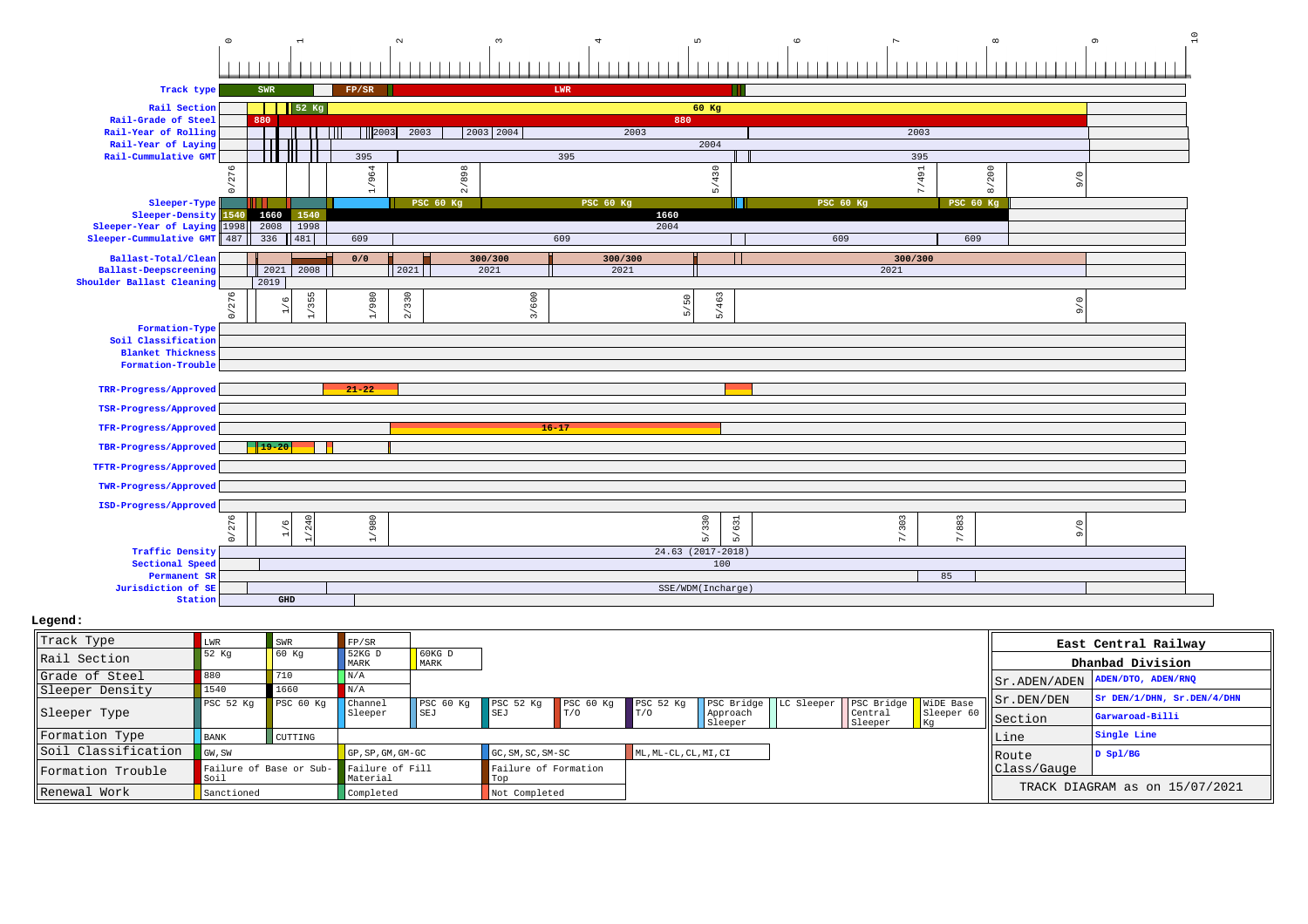0 1 2 3 4 5 6 7 8 9 10

| Parameter | Values |
|---|---|
| Track type | SWR, FP/SR, LWR |
| Rail Section | 52 Kg, 60 Kg |
| Rail-Grade of Steel | 880, 880 |
| Rail-Year of Rolling | 2003, 2003, 2003, 2004, 2003, 2003 |
| Rail-Year of Laying | 2004 |
| Rail-Cummulative GMT | 395, 395, 395 |
| | 0/276, 1/964, 2/898, 5/430, 7/491, 8/200, 9/0 |
| Sleeper-Type | PSC 60 Kg, PSC 60 Kg, PSC 60 Kg, PSC 60 Kg |
| Sleeper-Density | 1540, 1660, 1540, 1660 |
| Sleeper-Year of Laying | 1998, 2008, 1998, 2004 |
| Sleeper-Cummulative GMT | 487, 336, 481, 609, 609, 609, 609 |
| Ballast-Total/Clean | 0/0, 300/300, 300/300, 300/300 |
| Ballast-Deepscreening | 2021, 2008, 2021, 2021, 2021, 2021 |
| Shoulder Ballast Cleaning | 2019 |
| | 0/276, 1/6, 1/355, 1/980, 2/330, 3/600, 5/50, 5/463, 9/0 |
| Formation-Type | |
| Soil Classification | |
| Blanket Thickness | |
| Formation-Trouble | |
| TRR-Progress/Approved | 21-22 |
| TSR-Progress/Approved | |
| TFR-Progress/Approved | 16-17 |
| TBR-Progress/Approved | 19-20 |
| TFTR-Progress/Approved | |
| TWR-Progress/Approved | |
| ISD-Progress/Approved | |
| | 0/276, 1/6, 1/240, 1/980, 5/330, 5/631, 7/303, 7/883, 9/0 |
| Traffic Density | 24.63 (2017-2018) |
| Sectional Speed | 100 |
| Permanent SR | 85 |
| Jurisdiction of SE | SSE/WDM(Incharge) |
| Station | GHD |

**Legend:**

| | | | | | | | | | | | | |
|---|---|---|---|---|---|---|---|---|---|---|---|---|
| Track Type | LWR | SWR | FP/SR | | | | | | | | | |
| Rail Section | 52 Kg | 60 Kg | 52KG D MARK | 60KG D MARK | | | | | | | | |
| Grade of Steel | 880 | 710 | N/A | | | | | | | | | |
| Sleeper Density | 1540 | 1660 | N/A | | | | | | | | | |
| Sleeper Type | PSC 52 Kg | PSC 60 Kg | Channel Sleeper | PSC 60 Kg SEJ | PSC 52 Kg SEJ | PSC 60 Kg T/O | PSC 52 Kg T/O | PSC Bridge Approach Sleeper | LC Sleeper | PSC Bridge Central Sleeper | WiDE Base Sleeper 60 Kg | |
| Formation Type | BANK | CUTTING | | | | | | | | | | |
| Soil Classification | GW, SW | | GP, SP, GM, GM-GC | | GC, SM, SC, SM-SC | | ML, ML-CL, CL, MI, CI | | | | | |
| Formation Trouble | Failure of Base or Sub-Soil | | Failure of Fill Material | | Failure of Formation Top | | | | | | | |
| Renewal Work | Sanctioned | | Completed | | Not Completed | | | | | | | |

| East Central Railway | |
|---|---|
| Dhanbad Division | |
| Sr.ADEN/ADEN | ADEN/DTO, ADEN/RNQ |
| Sr.DEN/DEN | Sr DEN/1/DHN, Sr.DEN/4/DHN |
| Section | Garwaroad-Billi |
| Line | Single Line |
| Route Class/Gauge | D Spl/BG |
| TRACK DIAGRAM as on 15/07/2021 | |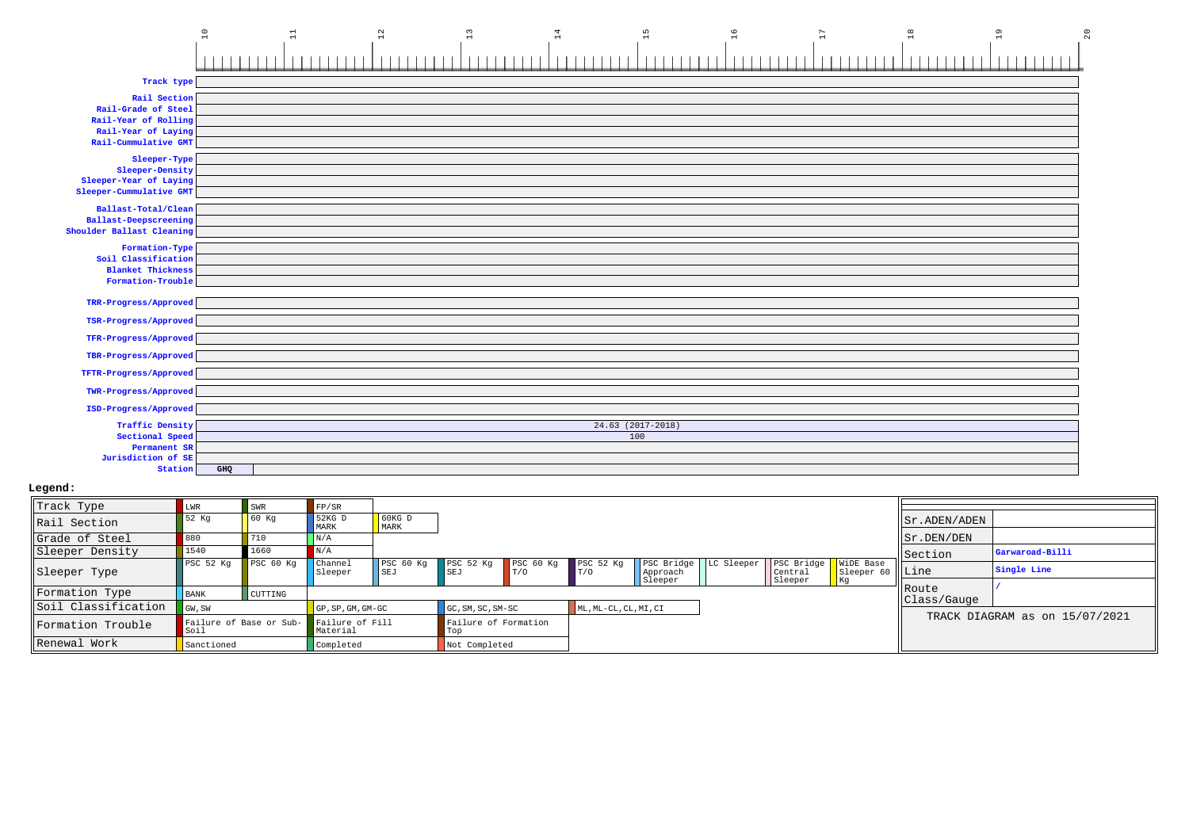| | 10 | 11 | 12 | 13 | 14 | 15 | 16 | 17 | 18 | 19 | 20 |
|---|---|---|---|---|---|---|---|---|---|---|---|
| **Track type** | | | | | | | | | | | |
| **Rail Section** | | | | | | | | | | | |
| **Rail-Grade of Steel** | | | | | | | | | | | |
| **Rail-Year of Rolling** | | | | | | | | | | | |
| **Rail-Year of Laying** | | | | | | | | | | | |
| **Rail-Cummulative GMT** | | | | | | | | | | | |
| **Sleeper-Type** | | | | | | | | | | | |
| **Sleeper-Density** | | | | | | | | | | | |
| **Sleeper-Year of Laying** | | | | | | | | | | | |
| **Sleeper-Cummulative GMT** | | | | | | | | | | | |
| **Ballast-Total/Clean** | | | | | | | | | | | |
| **Ballast-Deepscreening** | | | | | | | | | | | |
| **Shoulder Ballast Cleaning** | | | | | | | | | | | |
| **Formation-Type** | | | | | | | | | | | |
| **Soil Classification** | | | | | | | | | | | |
| **Blanket Thickness** | | | | | | | | | | | |
| **Formation-Trouble** | | | | | | | | | | | |
| **TRR-Progress/Approved** | | | | | | | | | | | |
| **TSR-Progress/Approved** | | | | | | | | | | | |
| **TFR-Progress/Approved** | | | | | | | | | | | |
| **TBR-Progress/Approved** | | | | | | | | | | | |
| **TFTR-Progress/Approved** | | | | | | | | | | | |
| **TWR-Progress/Approved** | | | | | | | | | | | |
| **ISD-Progress/Approved** | | | | | | | | | | | |
| **Traffic Density** | 24.63 (2017-2018) | | | | | | | | | | |
| **Sectional Speed** | 100 | | | | | | | | | | |
| **Permanent SR** | | | | | | | | | | | |
| **Jurisdiction of SE** | | | | | | | | | | | |
| **Station** | GHQ | | | | | | | | | | |

**Legend:**

| | | | | | | | | | | | |
|---|---|---|---|---|---|---|---|---|---|---|---|
| Track Type | LWR | SWR | FP/SR | | | | | | | | |
| Rail Section | 52 Kg | 60 Kg | 52KG D MARK | 60KG D MARK | | | | | | | |
| Grade of Steel | 880 | 710 | N/A | | | | | | | | |
| Sleeper Density | 1540 | 1660 | N/A | | | | | | | | |
| Sleeper Type | PSC 52 Kg | PSC 60 Kg | Channel Sleeper | PSC 60 Kg SEJ | PSC 52 Kg SEJ | PSC 60 Kg T/O | PSC 52 Kg T/O | PSC Bridge Approach Sleeper | LC Sleeper | PSC Bridge Central Sleeper | WiDE Base Sleeper 60 Kg |
| Formation Type | BANK | CUTTING | | | | | | | | | |
| Soil Classification | GW, SW | | GP, SP, GM, GM-GC | | GC, SM, SC, SM-SC | | ML, ML-CL, CL, MI, CI | | | | |
| Formation Trouble | Failure of Base or Sub-Soil | | Failure of Fill Material | | Failure of Formation Top | | | | | | |
| Renewal Work | Sanctioned | | Completed | | Not Completed | | | | | | |

| | |
|---|---|
| Sr.ADEN/ADEN | |
| Sr.DEN/DEN | |
| Section | **Garwaroad-Billi** |
| Line | **Single Line** |
| Route Class/Gauge | / |

TRACK DIAGRAM as on 15/07/2021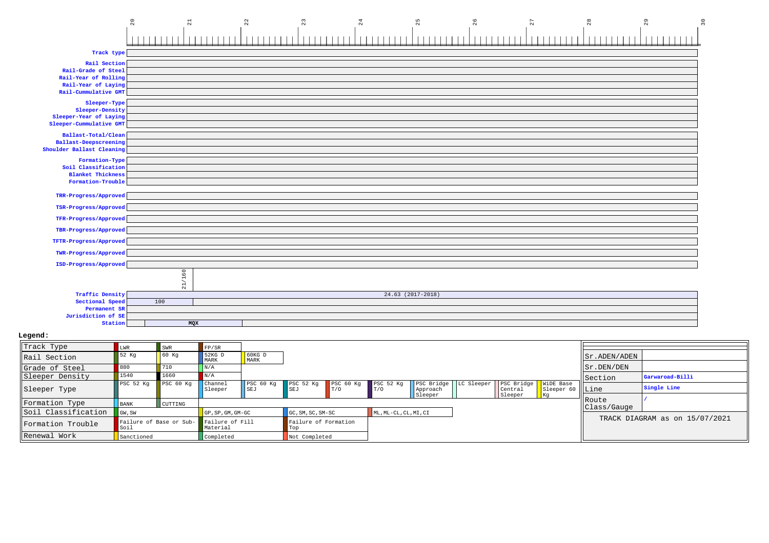| | 20 | 21 | 22 | 23 | 24 | 25 | 26 | 27 | 28 | 29 | 30 |
|---|---|---|---|---|---|---|---|---|---|---|---|

**Track type**

**Rail Section**
**Rail-Grade of Steel**
**Rail-Year of Rolling**
**Rail-Year of Laying**
**Rail-Cummulative GMT**

**Sleeper-Type**
**Sleeper-Density**
**Sleeper-Year of Laying**
**Sleeper-Cummulative GMT**

**Ballast-Total/Clean**
**Ballast-Deepscreening**
**Shoulder Ballast Cleaning**

**Formation-Type**
**Soil Classification**
**Blanket Thickness**
**Formation-Trouble**

**TRR-Progress/Approved**

**TSR-Progress/Approved**

**TFR-Progress/Approved**

**TBR-Progress/Approved**

**TFTR-Progress/Approved**

**TWR-Progress/Approved**

**ISD-Progress/Approved**

21/160

| Field | Value |
|---|---|
| **Traffic Density** | 24.63 (2017-2018) |
| **Sectional Speed** | 100 |
| **Permanent SR** | |
| **Jurisdiction of SE** | |
| **Station** | MQX |

**Legend:**

| | | | | | | | | | | | |
|---|---|---|---|---|---|---|---|---|---|---|---|
| Track Type | LWR | SWR | FP/SR | | | | | | | | |
| Rail Section | 52 Kg | 60 Kg | 52KG D MARK | 60KG D MARK | | | | | | | |
| Grade of Steel | 880 | 710 | N/A | | | | | | | | |
| Sleeper Density | 1540 | 1660 | N/A | | | | | | | | |
| Sleeper Type | PSC 52 Kg | PSC 60 Kg | Channel Sleeper | PSC 60 Kg SEJ | PSC 52 Kg SEJ | PSC 60 Kg T/O | PSC 52 Kg T/O | PSC Bridge Approach Sleeper | LC Sleeper | PSC Bridge Central Sleeper | WiDE Base Sleeper 60 Kg |
| Formation Type | BANK | CUTTING | | | | | | | | | |
| Soil Classification | GW, SW | | GP, SP, GM, GM-GC | | GC, SM, SC, SM-SC | | ML, ML-CL, CL, MI, CI | | | | |
| Formation Trouble | Failure of Base or Sub-Soil | | Failure of Fill Material | | Failure of Formation Top | | | | | | |
| Renewal Work | Sanctioned | | Completed | | Not Completed | | | | | | |

| | |
|---|---|
| Sr.ADEN/ADEN | |
| Sr.DEN/DEN | |
| Section | **Garwaroad-Billi** |
| Line | **Single Line** |
| Route Class/Gauge | / |

TRACK DIAGRAM as on 15/07/2021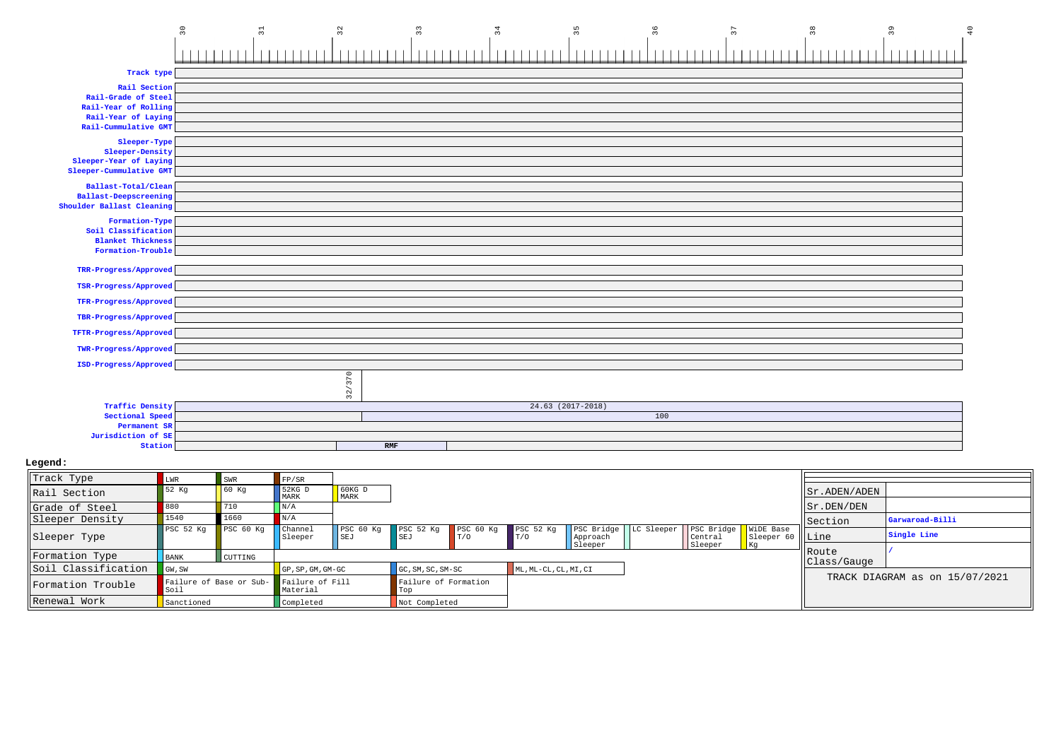30 31 32 33 34 35 36 37 38 39 40

| | |
|---|---|
| Track type | |
| Rail Section | |
| Rail-Grade of Steel | |
| Rail-Year of Rolling | |
| Rail-Year of Laying | |
| Rail-Cummulative GMT | |
| Sleeper-Type | |
| Sleeper-Density | |
| Sleeper-Year of Laying | |
| Sleeper-Cummulative GMT | |
| Ballast-Total/Clean | |
| Ballast-Deepscreening | |
| Shoulder Ballast Cleaning | |
| Formation-Type | |
| Soil Classification | |
| Blanket Thickness | |
| Formation-Trouble | |
| TRR-Progress/Approved | |
| TSR-Progress/Approved | |
| TFR-Progress/Approved | |
| TBR-Progress/Approved | |
| TFTR-Progress/Approved | |
| TWR-Progress/Approved | |
| ISD-Progress/Approved | |
| | 32/370 |
| Traffic Density | 24.63 (2017-2018) |
| Sectional Speed | 100 |
| Permanent SR | |
| Jurisdiction of SE | |
| Station | **RMF** |

**Legend:**

| | | | | | | | | | | | |
|---|---|---|---|---|---|---|---|---|---|---|---|
| Track Type | LWR | SWR | FP/SR | | | | | | | | |
| Rail Section | 52 Kg | 60 Kg | 52KG D MARK | 60KG D MARK | | | | | | | |
| Grade of Steel | 880 | 710 | N/A | | | | | | | | |
| Sleeper Density | 1540 | 1660 | N/A | | | | | | | | |
| Sleeper Type | PSC 52 Kg | PSC 60 Kg | Channel Sleeper | PSC 60 Kg SEJ | PSC 52 Kg SEJ | PSC 60 Kg T/O | PSC 52 Kg T/O | PSC Bridge Approach Sleeper | LC Sleeper | PSC Bridge Central Sleeper | WiDE Base Sleeper 60 Kg |
| Formation Type | BANK | CUTTING | | | | | | | | | |
| Soil Classification | GW, SW | | GP, SP, GM, GM-GC | | GC, SM, SC, SM-SC | | ML, ML-CL, CL, MI, CI | | | | |
| Formation Trouble | Failure of Base or Sub-Soil | | Failure of Fill Material | | Failure of Formation Top | | | | | | |
| Renewal Work | Sanctioned | | Completed | | Not Completed | | | | | | |

| | |
|---|---|
| Sr.ADEN/ADEN | |
| Sr.DEN/DEN | |
| Section | **Garwaroad-Billi** |
| Line | **Single Line** |
| Route Class/Gauge | / |

TRACK DIAGRAM as on 15/07/2021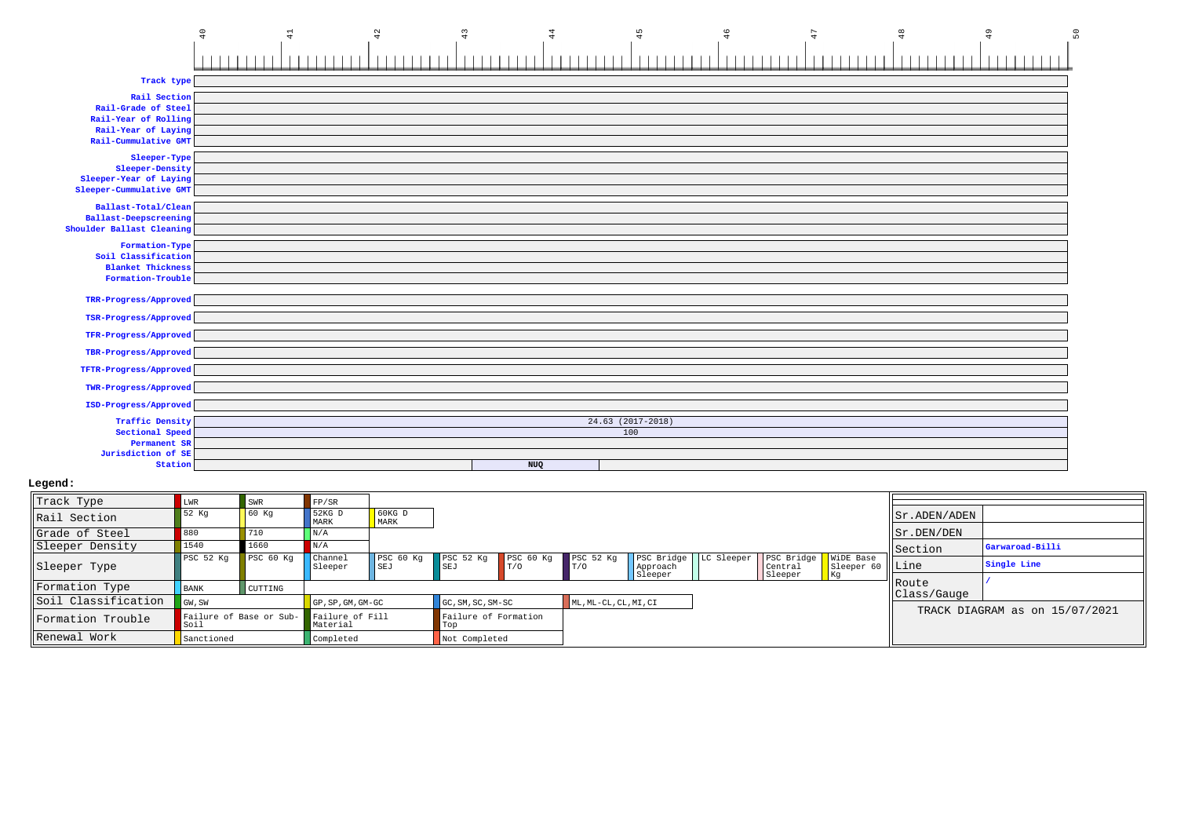| | 40 | 41 | 42 | 43 | 44 | 45 | 46 | 47 | 48 | 49 | 50 |
|---|---|---|---|---|---|---|---|---|---|---|---|
| **Track type** | | | | | | | | | | | |
| **Rail Section** | | | | | | | | | | | |
| **Rail-Grade of Steel** | | | | | | | | | | | |
| **Rail-Year of Rolling** | | | | | | | | | | | |
| **Rail-Year of Laying** | | | | | | | | | | | |
| **Rail-Cummulative GMT** | | | | | | | | | | | |
| **Sleeper-Type** | | | | | | | | | | | |
| **Sleeper-Density** | | | | | | | | | | | |
| **Sleeper-Year of Laying** | | | | | | | | | | | |
| **Sleeper-Cummulative GMT** | | | | | | | | | | | |
| **Ballast-Total/Clean** | | | | | | | | | | | |
| **Ballast-Deepscreening** | | | | | | | | | | | |
| **Shoulder Ballast Cleaning** | | | | | | | | | | | |
| **Formation-Type** | | | | | | | | | | | |
| **Soil Classification** | | | | | | | | | | | |
| **Blanket Thickness** | | | | | | | | | | | |
| **Formation-Trouble** | | | | | | | | | | | |
| **TRR-Progress/Approved** | | | | | | | | | | | |
| **TSR-Progress/Approved** | | | | | | | | | | | |
| **TFR-Progress/Approved** | | | | | | | | | | | |
| **TBR-Progress/Approved** | | | | | | | | | | | |
| **TFTR-Progress/Approved** | | | | | | | | | | | |
| **TWR-Progress/Approved** | | | | | | | | | | | |
| **ISD-Progress/Approved** | | | | | | | | | | | |
| **Traffic Density** | 24.63 (2017-2018) | | | | | | | | | | |
| **Sectional Speed** | 100 | | | | | | | | | | |
| **Permanent SR** | | | | | | | | | | | |
| **Jurisdiction of SE** | | | | | | | | | | | |
| **Station** | | | | | NUQ | | | | | | |

**Legend:**

| | | | | | | | | | | | |
|---|---|---|---|---|---|---|---|---|---|---|---|
| Track Type | LWR | SWR | FP/SR | | | | | | | | |
| Rail Section | 52 Kg | 60 Kg | 52KG D MARK | 60KG D MARK | | | | | | | |
| Grade of Steel | 880 | 710 | N/A | | | | | | | | |
| Sleeper Density | 1540 | 1660 | N/A | | | | | | | | |
| Sleeper Type | PSC 52 Kg | PSC 60 Kg | Channel Sleeper | PSC 60 Kg SEJ | PSC 52 Kg SEJ | PSC 60 Kg T/O | PSC 52 Kg T/O | PSC Bridge Approach Sleeper | LC Sleeper | PSC Bridge Central Sleeper | WiDE Base Sleeper 60 Kg |
| Formation Type | BANK | CUTTING | | | | | | | | | |
| Soil Classification | GW, SW | | GP, SP, GM, GM-GC | | GC, SM, SC, SM-SC | | ML, ML-CL, CL, MI, CI | | | | |
| Formation Trouble | Failure of Base or Sub-Soil | | Failure of Fill Material | | Failure of Formation Top | | | | | | |
| Renewal Work | Sanctioned | | Completed | | Not Completed | | | | | | |

| | |
|---|---|
| Sr.ADEN/ADEN | |
| Sr.DEN/DEN | |
| Section | **Garwaroad-Billi** |
| Line | **Single Line** |
| Route Class/Gauge | / |

TRACK DIAGRAM as on 15/07/2021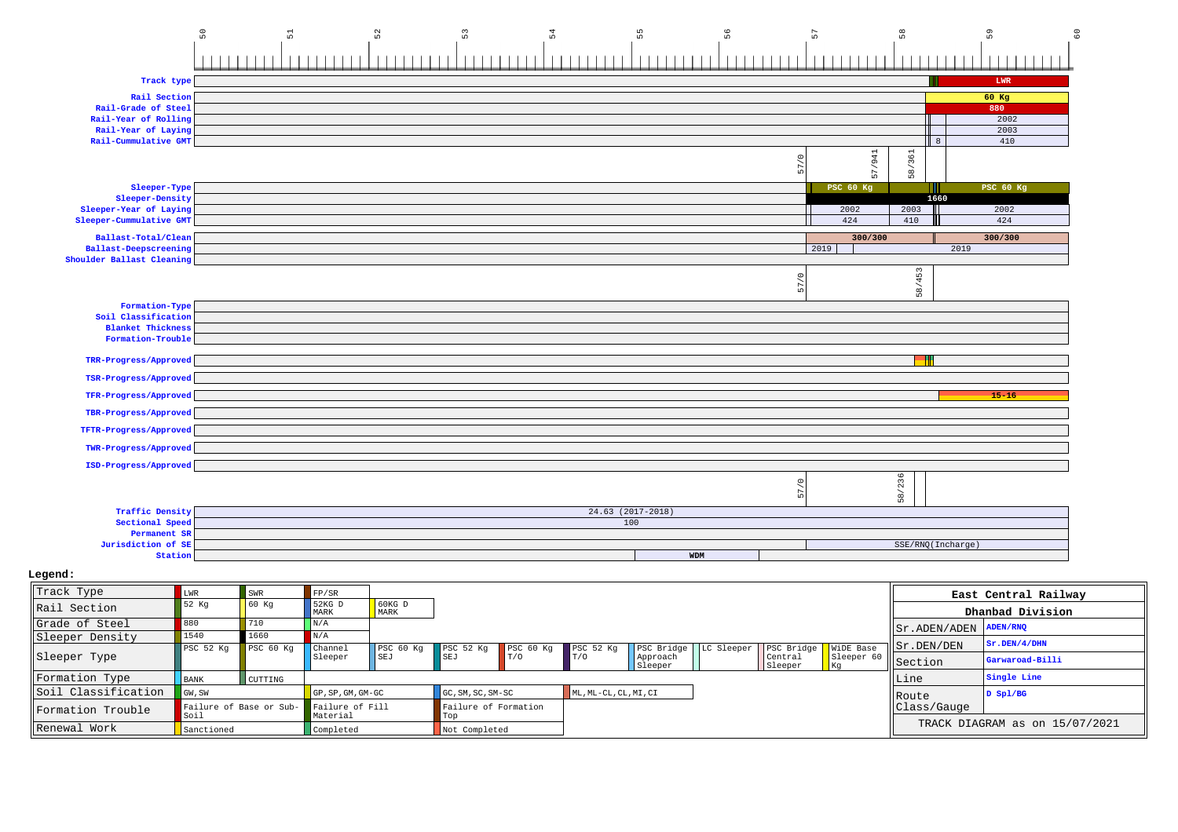| | 50 | 51 | 52 | 53 | 54 | 55 | 56 | 57 | 58 | 59 | 60 |
|---|---|---|---|---|---|---|---|---|---|---|---|
| **Track type** | | | | | | | | | | LWR | |
| **Rail Section** | | | | | | | | | | 60 Kg | |
| **Rail-Grade of Steel** | | | | | | | | | | 880 | |
| **Rail-Year of Rolling** | | | | | | | | | | 2002 | |
| **Rail-Year of Laying** | | | | | | | | | | 2003 | |
| **Rail-Cummulative GMT** | | | | | | | | | 8 | 410 | |

57/0 &nbsp; 57/941 &nbsp; 58/361

| | | | |
|---|---|---|---|
| **Sleeper-Type** | PSC 60 Kg | | PSC 60 Kg |
| **Sleeper-Density** | | 1660 | |
| **Sleeper-Year of Laying** | 2002 | 2003 | 2002 |
| **Sleeper-Cummulative GMT** | 424 | 410 | 424 |
| **Ballast-Total/Clean** | 300/300 | | 300/300 |
| **Ballast-Deepscreening** | 2019 | | 2019 |
| **Shoulder Ballast Cleaning** | | | |

57/0 &nbsp; 58/453

| | |
|---|---|
| **Formation-Type** | |
| **Soil Classification** | |
| **Blanket Thickness** | |
| **Formation-Trouble** | |
| **TRR-Progress/Approved** | |
| **TSR-Progress/Approved** | |
| **TFR-Progress/Approved** | 15-16 |
| **TBR-Progress/Approved** | |
| **TFTR-Progress/Approved** | |
| **TWR-Progress/Approved** | |
| **ISD-Progress/Approved** | |

57/0 &nbsp; 58/236

| | |
|---|---|
| **Traffic Density** | 24.63 (2017-2018) |
| **Sectional Speed** | 100 |
| **Permanent SR** | |
| **Jurisdiction of SE** | SSE/RNQ(Incharge) |
| **Station** | WDM |

**Legend:**

| | | | | | | | | | | | |
|---|---|---|---|---|---|---|---|---|---|---|---|
| Track Type | LWR | SWR | FP/SR | | | | | | | | |
| Rail Section | 52 Kg | 60 Kg | 52KG D MARK | 60KG D MARK | | | | | | | |
| Grade of Steel | 880 | 710 | N/A | | | | | | | | |
| Sleeper Density | 1540 | 1660 | N/A | | | | | | | | |
| Sleeper Type | PSC 52 Kg | PSC 60 Kg | Channel Sleeper | PSC 60 Kg SEJ | PSC 52 Kg SEJ | PSC 60 Kg T/O | PSC 52 Kg T/O | PSC Bridge Approach Sleeper | LC Sleeper | PSC Bridge Central Sleeper | WiDE Base Sleeper 60 Kg |
| Formation Type | BANK | CUTTING | | | | | | | | | |
| Soil Classification | GW, SW | | GP, SP, GM, GM-GC | | GC, SM, SC, SM-SC | | ML, ML-CL, CL, MI, CI | | | | |
| Formation Trouble | Failure of Base or Sub-Soil | | Failure of Fill Material | | Failure of Formation Top | | | | | | |
| Renewal Work | Sanctioned | | Completed | | Not Completed | | | | | | |

| East Central Railway | |
|---|---|
| Dhanbad Division | |
| Sr.ADEN/ADEN | ADEN/RNQ |
| Sr.DEN/DEN | Sr.DEN/4/DHN |
| Section | Garwaroad-Billi |
| Line | Single Line |
| Route Class/Gauge | D Spl/BG |
| TRACK DIAGRAM as on 15/07/2021 | |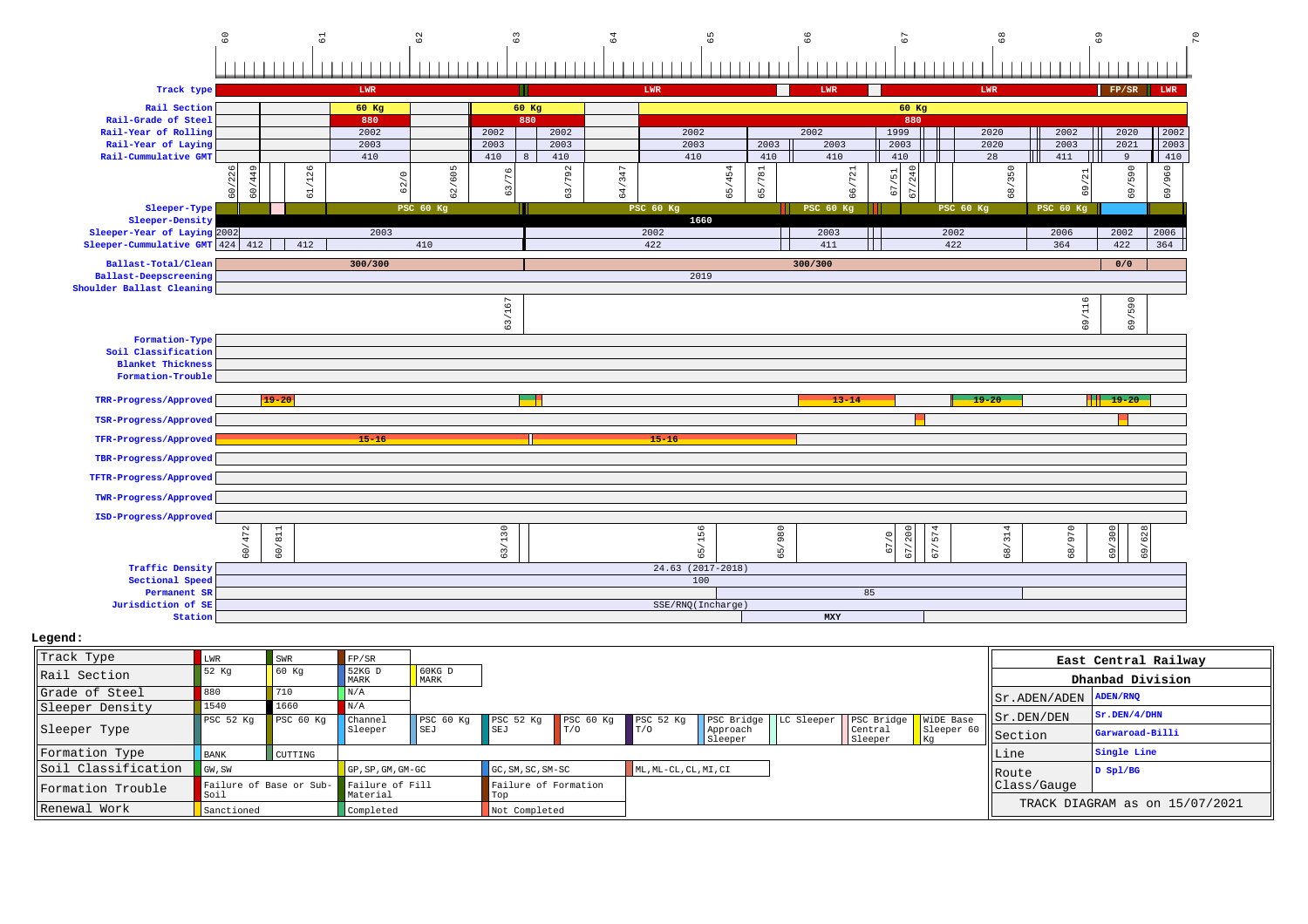**Track type**: LWR | LWR | LWR | LWR | FP/SR | LWR

**Rail Section**: 60 Kg | 60 Kg | 60 Kg

**Rail-Grade of Steel**: 880 | 880 | 880

| Row | | | | | | | | | | | | |
|---|---|---|---|---|---|---|---|---|---|---|---|---|
| Rail-Year of Rolling | 2002 | 2002 | 2002 | 2002 | 2002 | 1999 | 2020 | 2002 | 2020 | 2002 | | |
| Rail-Year of Laying | 2003 | 2003 | 2003 | 2003 | 2003 | 2003 | 2003 | 2020 | 2003 | 2021 | 2003 | |
| Rail-Cummulative GMT | 410 | 410 | 8 | 410 | 410 | 410 | 410 | 410 | 28 | 411 | 9 | 410 |

Chainages: 60/226, 60/449, 61/126, 62/0, 62/605, 63/76, 63/792, 64/347, 65/454, 65/781, 66/721, 67/51, 67/240, 68/350, 69/21, 69/590, 69/960

**Sleeper-Type**: PSC 60 Kg | PSC 60 Kg | PSC 60 Kg | PSC 60 Kg | PSC 60 Kg

**Sleeper-Density**: 1660

| Row | | | | | | | | | |
|---|---|---|---|---|---|---|---|---|---|
| Sleeper-Year of Laying | 2002 | 2003 | 2002 | 2003 | 2002 | 2006 | 2002 | 2006 | |
| Sleeper-Cummulative GMT | 424 | 412 | 412 | 410 | 422 | 411 | 422 | 364 | 422 | 364 |

**Ballast-Total/Clean**: 300/300 | 300/300 | 0/0

**Ballast-Deepscreening**: 2019

**Shoulder Ballast Cleaning**

Chainages: 63/167, 69/116, 69/590

**Formation-Type**

**Soil Classification**

**Blanket Thickness**

**Formation-Trouble**

**TRR-Progress/Approved**: 19-20 | 13-14 | 19-20 | 19-20

**TSR-Progress/Approved**

**TFR-Progress/Approved**: 15-16 | 15-16

**TBR-Progress/Approved**

**TFTR-Progress/Approved**

**TWR-Progress/Approved**

**ISD-Progress/Approved**

Chainages: 60/472, 60/811, 63/130, 65/156, 65/980, 67/0, 67/200, 67/574, 68/314, 68/970, 69/300, 69/628

**Traffic Density**: 24.63 (2017-2018)

**Sectional Speed**: 100

**Permanent SR**: 85

**Jurisdiction of SE**: SSE/RNQ(Incharge)

**Station**: MXY

## Legend:

| | | | | | | | | | | | | |
|---|---|---|---|---|---|---|---|---|---|---|---|---|
| Track Type | LWR | SWR | FP/SR | | | | | | | | | |
| Rail Section | 52 Kg | 60 Kg | 52KG D MARK | 60KG D MARK | | | | | | | | |
| Grade of Steel | 880 | 710 | N/A | | | | | | | | | |
| Sleeper Density | 1540 | 1660 | N/A | | | | | | | | | |
| Sleeper Type | PSC 52 Kg | PSC 60 Kg | Channel Sleeper | PSC 60 Kg SEJ | PSC 52 Kg SEJ | PSC 60 Kg T/O | PSC 52 Kg T/O | PSC Bridge Approach Sleeper | LC Sleeper | PSC Bridge Central Sleeper | WiDE Base Sleeper 60 Kg | |
| Formation Type | BANK | CUTTING | | | | | | | | | | |
| Soil Classification | GW, SW | | GP, SP, GM, GM-GC | | GC, SM, SC, SM-SC | | ML, ML-CL, CL, MI, CI | | | | | |
| Formation Trouble | Failure of Base or Sub-Soil | | Failure of Fill Material | | Failure of Formation Top | | | | | | | |
| Renewal Work | Sanctioned | | Completed | | Not Completed | | | | | | | |

| East Central Railway | |
|---|---|
| Dhanbad Division | |
| Sr.ADEN/ADEN | ADEN/RNQ |
| Sr.DEN/DEN | Sr.DEN/4/DHN |
| Section | Garwaroad-Billi |
| Line | Single Line |
| Route Class/Gauge | D Spl/BG |
| TRACK DIAGRAM as on 15/07/2021 | |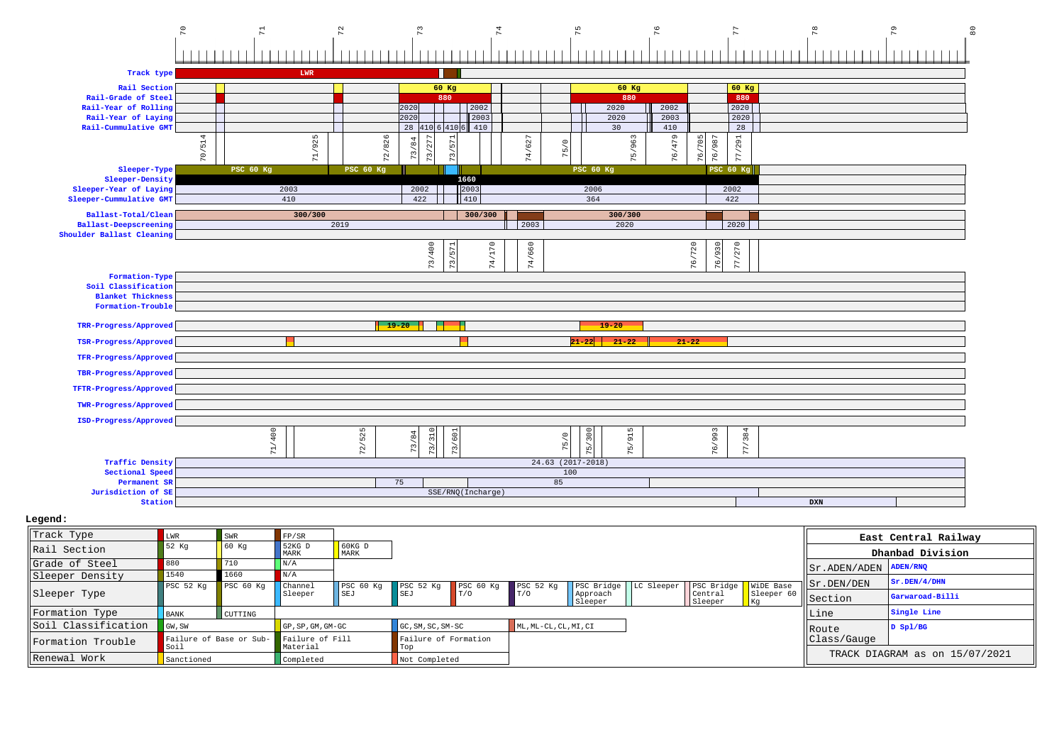70 71 72 73 74 75 76 77 78 79 80

| Parameter | Values |
|---|---|
| Track type | LWR |
| Rail Section | 60 Kg; 60 Kg; 60 Kg |
| Rail-Grade of Steel | 880; 880; 880 |
| Rail-Year of Rolling | 2020; 2002; 2020; 2002; 2020 |
| Rail-Year of Laying | 2020; 2003; 2020; 2003; 2020 |
| Rail-Cummulative GMT | 28; 410; 6; 410; 6; 410; 30; 410; 28 |

70/514, 71/925, 72/826, 73/84, 73/277, 73/571, 74/627, 75/0, 75/963, 76/479, 76/705, 76/987, 77/291

| Parameter | Values |
|---|---|
| Sleeper-Type | PSC 60 Kg; PSC 60 Kg; PSC 60 Kg; PSC 60 Kg |
| Sleeper-Density | 1660 |
| Sleeper-Year of Laying | 2003; 2002; 2003; 2006; 2002 |
| Sleeper-Cummulative GMT | 410; 422; 410; 364; 422 |
| Ballast-Total/Clean | 300/300; 300/300; 300/300 |
| Ballast-Deepscreening | 2019; 2003; 2020; 2020 |
| Shoulder Ballast Cleaning | |

73/400, 73/571, 74/170, 74/660, 76/720, 76/930, 77/270

| Parameter | Values |
|---|---|
| Formation-Type | |
| Soil Classification | |
| Blanket Thickness | |
| Formation-Trouble | |
| TRR-Progress/Approved | 19-20; 19-20 |
| TSR-Progress/Approved | 21-22; 21-22; 21-22 |
| TFR-Progress/Approved | |
| TBR-Progress/Approved | |
| TFTR-Progress/Approved | |
| TWR-Progress/Approved | |
| ISD-Progress/Approved | |

71/400, 72/525, 73/84, 73/310, 73/601, 75/0, 75/300, 75/915, 76/993, 77/384

| Parameter | Values |
|---|---|
| Traffic Density | 24.63 (2017-2018) |
| Sectional Speed | 100 |
| Permanent SR | 75; 85 |
| Jurisdiction of SE | SSE/RNQ(Incharge) |
| Station | DXN |

**Legend:**

| Item | | | | | | | | | | | |
|---|---|---|---|---|---|---|---|---|---|---|---|
| Track Type | LWR | SWR | FP/SR | | | | | | | | |
| Rail Section | 52 Kg | 60 Kg | 52KG D MARK | 60KG D MARK | | | | | | | |
| Grade of Steel | 880 | 710 | N/A | | | | | | | | |
| Sleeper Density | 1540 | 1660 | N/A | | | | | | | | |
| Sleeper Type | PSC 52 Kg | PSC 60 Kg | Channel Sleeper | PSC 60 Kg SEJ | PSC 52 Kg SEJ | PSC 60 Kg T/O | PSC 52 Kg T/O | PSC Bridge Approach Sleeper | LC Sleeper | PSC Bridge Central Sleeper | WIDE Base Sleeper 60 Kg |
| Formation Type | BANK | CUTTING | | | | | | | | | |
| Soil Classification | GW, SW | | GP, SP, GM, GM-GC | | GC, SM, SC, SM-SC | | ML, ML-CL, CL, MI, CI | | | | |
| Formation Trouble | Failure of Base or Sub-Soil | | Failure of Fill Material | | Failure of Formation Top | | | | | | |
| Renewal Work | Sanctioned | | Completed | | Not Completed | | | | | | |

| East Central Railway | |
|---|---|
| Dhanbad Division | |
| Sr.ADEN/ADEN | ADEN/RNQ |
| Sr.DEN/DEN | Sr.DEN/4/DHN |
| Section | Garwaroad-Billi |
| Line | Single Line |
| Route Class/Gauge | D Spl/BG |
| TRACK DIAGRAM as on 15/07/2021 | |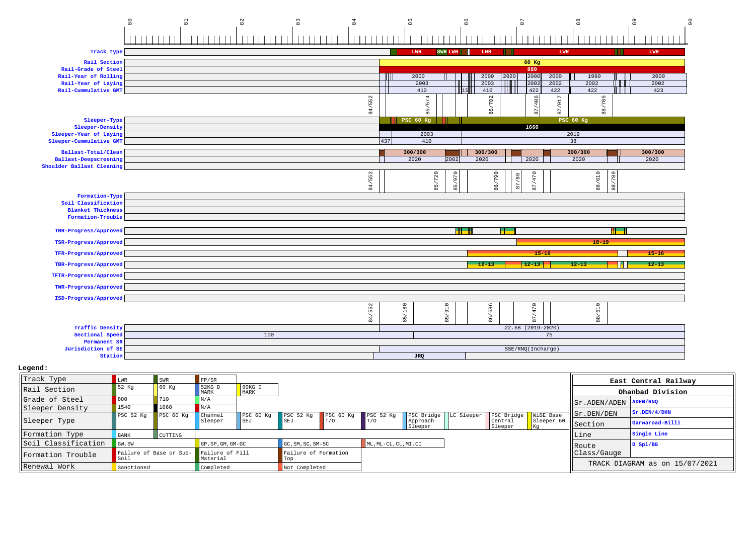| Km | 80 | 81 | 82 | 83 | 84 | 85 | 86 | 87 | 88 | 89 | 90 |
|---|---|---|---|---|---|---|---|---|---|---|---|

**Track type**: LWR | SWR | LWR | LWR | LWR | LWR

**Rail Section**: 60 Kg

**Rail-Grade of Steel**: 880

**Rail-Year of Rolling**: 2000 | 2000 | 2020 | 2000 | 2000 | 1990 | 2000

**Rail-Year of Laying**: 2003 | 2003 | 2002 | 2002 | 2002 | 2002

**Rail-Cummulative GMT**: 410 | 15 | 410 | 422 | 422 | 422 | 423

84/552 | 85/574 | 86/702 | 87/406 | 87/917 | 88/705

**Sleeper-Type**: PSC 60 Kg | PSC 60 Kg

**Sleeper-Density**: 1660

**Sleeper-Year of Laying**: 2003 | 2019

**Sleeper-Cummulative GMT**: 437 | 410 | 38

**Ballast-Total/Clean**: 300/300 | 300/300 | 300/300 | 300/300

**Ballast-Deepscreening**: 2020 | 2002 | 2020 | 2020 | 2020 | 2020

**Shoulder Ballast Cleaning**

84/552 | 85/720 | 85/970 | 86/790 | 87/80 | 87/470 | 88/610 | 88/789

**Formation-Type**

**Soil Classification**

**Blanket Thickness**

**Formation-Trouble**

**TRR-Progress/Approved**

**TSR-Progress/Approved**: 18-19

**TFR-Progress/Approved**: 15-16 | 15-16

**TBR-Progress/Approved**: 12-13 | 12-13 | 12-13 | 12-13

**TFTR-Progress/Approved**

**TWR-Progress/Approved**

**ISD-Progress/Approved**

84/552 | 85/160 | 85/910 | 86/686 | 87/470 | 88/610

**Traffic Density**: 22.68 (2019-2020)

**Sectional Speed**: 100 | 75

**Permanent SR**

**Jurisdiction of SE**: SSE/RNQ(Incharge)

**Station**: JRQ

**Legend:**

| | | | | | | | | | | | | |
|---|---|---|---|---|---|---|---|---|---|---|---|---|
| Track Type | LWR | SWR | FP/SR | | | | | | | | | |
| Rail Section | 52 Kg | 60 Kg | 52KG D MARK | 60KG D MARK | | | | | | | | |
| Grade of Steel | 880 | 710 | N/A | | | | | | | | | |
| Sleeper Density | 1540 | 1660 | N/A | | | | | | | | | |
| Sleeper Type | PSC 52 Kg | PSC 60 Kg | Channel Sleeper | PSC 60 Kg SEJ | PSC 52 Kg SEJ | PSC 60 Kg T/O | PSC 52 Kg T/O | PSC Bridge Approach Sleeper | LC Sleeper | PSC Bridge Central Sleeper | WiDE Base Sleeper 60 Kg | |
| Formation Type | BANK | CUTTING | | | | | | | | | | |
| Soil Classification | GW, SW | | GP, SP, GM, GM-GC | | GC, SM, SC, SM-SC | | ML, ML-CL, CL, MI, CI | | | | | |
| Formation Trouble | Failure of Base or Sub-Soil | | Failure of Fill Material | | Failure of Formation Top | | | | | | | |
| Renewal Work | Sanctioned | | Completed | | Not Completed | | | | | | | |

| East Central Railway | |
|---|---|
| Dhanbad Division | |
| Sr.ADEN/ADEN | ADEN/RNQ |
| Sr.DEN/DEN | Sr.DEN/4/DHN |
| Section | Garwaroad-Billi |
| Line | Single Line |
| Route Class/Gauge | D Spl/BG |
| TRACK DIAGRAM as on 15/07/2021 | |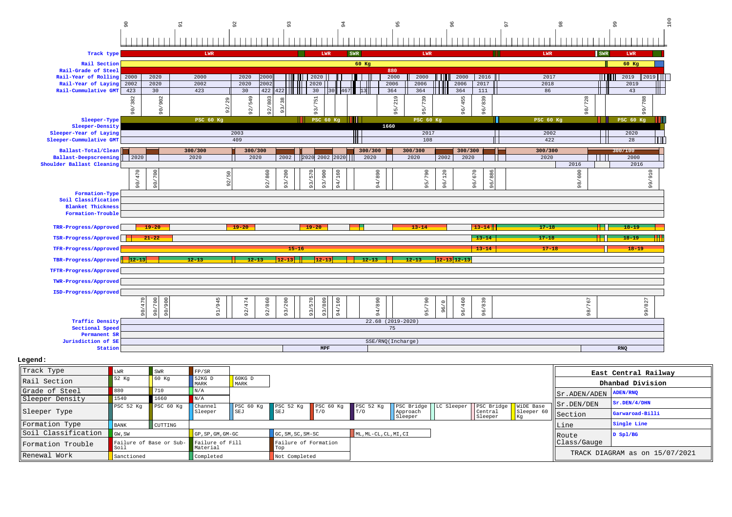90 91 92 93 94 95 96 97 98 99 100

| Row | Content |
|---|---|
| Track type | LWR · LWR · SWR · LWR · LWR · SWR · LWR |
| Rail Section | 60 Kg · 60 Kg |
| Rail-Grade of Steel | 880 |
| Rail-Year of Rolling | 2000 · 2020 · 2000 · 2020 · 2000 · 2020 · 2000 · 2000 · 2000 · 2016 · 2017 · 2019 · 2019 |
| Rail-Year of Laying | 2002 · 2020 · 2002 · 2020 · 2002 · 2020 · 2006 · 2006 · 2006 · 2017 · 2018 · 2019 |
| Rail-Cummulative GMT | 423 · 30 · 423 · 30 · 422 · 422 · 30 · 30 · 467 · 13 · 364 · 364 · 364 · 111 · 86 · 43 |
| (Km) | 90/382 · 90/902 · 92/29 · 92/549 · 92/803 · 93/38 · 93/751 · 95/219 · 95/739 · 96/455 · 96/839 · 98/728 · 99/788 |
| Sleeper-Type | PSC 60 Kg · PSC 60 Kg · PSC 60 Kg · PSC 60 Kg · PSC 60 Kg |
| Sleeper-Density | 1660 |
| Sleeper-Year of Laying | 2003 · 2017 · 2002 · 2020 |
| Sleeper-Cummulative GMT | 409 · 108 · 422 · 28 |
| Ballast-Total/Clean | 300/300 · 300/300 · 300/300 · 300/300 · 300/300 · 300/300 · 300/100 |
| Ballast-Deepscreening | 2020 · 2020 · 2020 · 2002 · 2020 · 2002 · 2020 · 2020 · 2020 · 2002 · 2020 · 2020 · 2000 |
| Shoulder Ballast Cleaning | 2016 · 2016 |
| (Km) | 90/470 · 90/700 · 92/50 · 92/860 · 93/200 · 93/570 · 93/900 · 94/160 · 94/890 · 95/790 · 96/120 · 96/670 · 96/886 · 98/600 · 99/910 |
| Formation-Type | |
| Soil Classification | |
| Blanket Thickness | |
| Formation-Trouble | |
| TRR-Progress/Approved | 19-20 · 19-20 · 19-20 · 13-14 · 13-14 · 17-18 · 18-19 |
| TSR-Progress/Approved | 21-22 · 13-14 · 17-18 · 18-19 |
| TFR-Progress/Approved | 15-16 · 13-14 · 17-18 · 18-19 |
| TBR-Progress/Approved | 12-13 · 12-13 · 12-13 · 12-13 · 12-13 · 12-13 · 12-13 · 12-13 · 12-13 |
| TFTR-Progress/Approved | |
| TWR-Progress/Approved | |
| ISD-Progress/Approved | |
| (Km) | 90/470 · 90/700 · 90/900 · 91/945 · 92/474 · 92/860 · 93/200 · 93/570 · 93/809 · 94/160 · 94/890 · 95/790 · 96/0 · 96/460 · 96/839 · 98/767 · 99/827 |
| Traffic Density | 22.68 (2019-2020) |
| Sectional Speed | 75 |
| Permanent SR | |
| Jurisdiction of SE | SSE/RNQ(Incharge) |
| Station | MPF · RNQ |

**Legend:**

| Item | | | | | | | | | | |
|---|---|---|---|---|---|---|---|---|---|---|
| Track Type | LWR | SWR | FP/SR | | | | | | | |
| Rail Section | 52 Kg | 60 Kg | 52KG D MARK | 60KG D MARK | | | | | | |
| Grade of Steel | 880 | 710 | N/A | | | | | | | |
| Sleeper Density | 1540 | 1660 | N/A | | | | | | | |
| Sleeper Type | PSC 52 Kg | PSC 60 Kg | Channel Sleeper | PSC 60 Kg SEJ | PSC 52 Kg SEJ | PSC 60 Kg T/O | PSC 52 Kg T/O | PSC Bridge Approach Sleeper | LC Sleeper | PSC Bridge Central Sleeper | WiDE Base Sleeper 60 Kg |
| Formation Type | BANK | CUTTING | | | | | | | | |
| Soil Classification | GW, SW | | GP, SP, GM, GM-GC | | GC, SM, SC, SM-SC | | ML, ML-CL, CL, MI, CI | | | |
| Formation Trouble | Failure of Base or Sub-Soil | | Failure of Fill Material | | Failure of Formation Top | | | | | |
| Renewal Work | Sanctioned | | Completed | | Not Completed | | | | | |

| East Central Railway | |
|---|---|
| Dhanbad Division | |
| Sr.ADEN/ADEN | ADEN/RNQ |
| Sr.DEN/DEN | Sr.DEN/4/DHN |
| Section | Garwaroad-Billi |
| Line | Single Line |
| Route Class/Gauge | D Spl/BG |
| TRACK DIAGRAM as on 15/07/2021 | |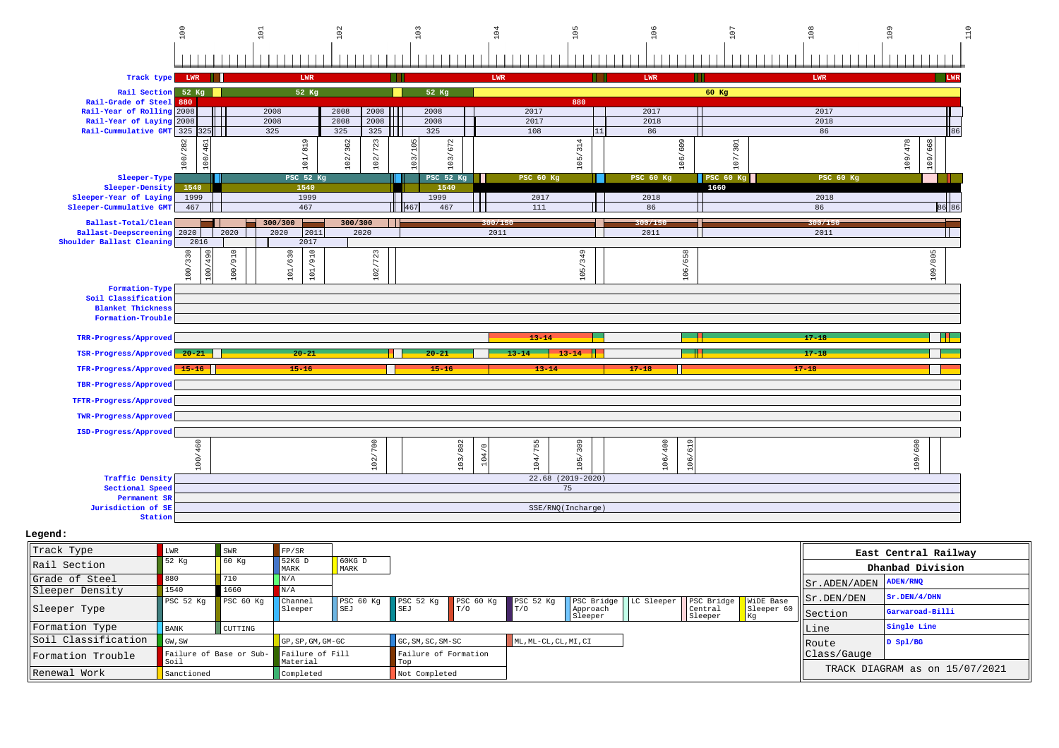# Track Diagram (km 100 – 110)

Km scale: 100, 101, 102, 103, 104, 105, 106, 107, 108, 109, 110

| Parameter | Values (left to right along km 100–110) |
|---|---|
| Track type | LWR, LWR, LWR, LWR, LWR, LWR |
| Rail Section | 52 Kg, 52 Kg, 52 Kg, 60 Kg |
| Rail-Grade of Steel | 880, 880 |
| Rail-Year of Rolling | 2008, 2008, 2008, 2008, 2008, 2017, 2017, 2017 |
| Rail-Year of Laying | 2008, 2008, 2008, 2008, 2008, 2017, 2018, 2018 |
| Rail-Cummulative GMT | 325, 325, 325, 325, 325, 325, 108, 11, 86, 86, 86 |
| Chainages | 100/282, 100/461, 101/819, 102/362, 102/723, 103/105, 103/672, 105/314, 106/609, 107/301, 109/478, 109/668 |
| Sleeper-Type | PSC 52 Kg, PSC 52 Kg, PSC 60 Kg, PSC 60 Kg, PSC 60 Kg, PSC 60 Kg |
| Sleeper-Density | 1540, 1540, 1540, 1660 |
| Sleeper-Year of Laying | 1999, 1999, 1999, 2017, 2018, 2018 |
| Sleeper-Cummulative GMT | 467, 467, 467, 467, 111, 86, 86, 86, 86 |
| Ballast-Total/Clean | 300/300, 300/300, 300/150, 300/150, 300/150 |
| Ballast-Deepscreening | 2020, 2020, 2020, 2011, 2020, 2011, 2011, 2011 |
| Shoulder Ballast Cleaning | 2016, 2017 |
| Chainages | 100/330, 100/490, 100/910, 101/630, 101/910, 102/723, 105/349, 106/658, 109/805 |
| Formation-Type | |
| Soil Classification | |
| Blanket Thickness | |
| Formation-Trouble | |
| TRR-Progress/Approved | 13-14, 17-18 |
| TSR-Progress/Approved | 20-21, 20-21, 20-21, 13-14, 13-14, 17-18 |
| TFR-Progress/Approved | 15-16, 15-16, 15-16, 13-14, 17-18, 17-18 |
| TBR-Progress/Approved | |
| TFTR-Progress/Approved | |
| TWR-Progress/Approved | |
| ISD-Progress/Approved | |
| Chainages | 100/460, 102/700, 103/802, 104/0, 104/755, 105/309, 106/400, 106/619, 109/600 |
| Traffic Density | 22.68 (2019-2020) |
| Sectional Speed | 75 |
| Permanent SR | |
| Jurisdiction of SE | SSE/RNQ(Incharge) |
| Station | |

**Legend:**

| Item | | | | | | | | | | |
|---|---|---|---|---|---|---|---|---|---|---|
| Track Type | LWR | SWR | FP/SR | | | | | | | |
| Rail Section | 52 Kg | 60 Kg | 52KG D MARK | 60KG D MARK | | | | | | |
| Grade of Steel | 880 | 710 | N/A | | | | | | | |
| Sleeper Density | 1540 | 1660 | N/A | | | | | | | |
| Sleeper Type | PSC 52 Kg | PSC 60 Kg | Channel Sleeper | PSC 60 Kg SEJ | PSC 52 Kg SEJ | PSC 60 Kg T/O | PSC 52 Kg T/O | PSC Bridge Approach Sleeper | LC Sleeper | PSC Bridge Central Sleeper | WIDE Base Sleeper 60 Kg |
| Formation Type | BANK | CUTTING | | | | | | | | |
| Soil Classification | GW, SW | GP, SP, GM, GM-GC | GC, SM, SC, SM-SC | ML, ML-CL, CL, MI, CI | | | | | | |
| Formation Trouble | Failure of Base or Sub-Soil | Failure of Fill Material | Failure of Formation Top | | | | | | | |
| Renewal Work | Sanctioned | Completed | Not Completed | | | | | | | |

| East Central Railway | |
|---|---|
| Dhanbad Division | |
| Sr.ADEN/ADEN | ADEN/RNQ |
| Sr.DEN/DEN | Sr.DEN/4/DHN |
| Section | Garwaroad-Billi |
| Line | Single Line |
| Route Class/Gauge | D Spl/BG |
| TRACK DIAGRAM as on 15/07/2021 | |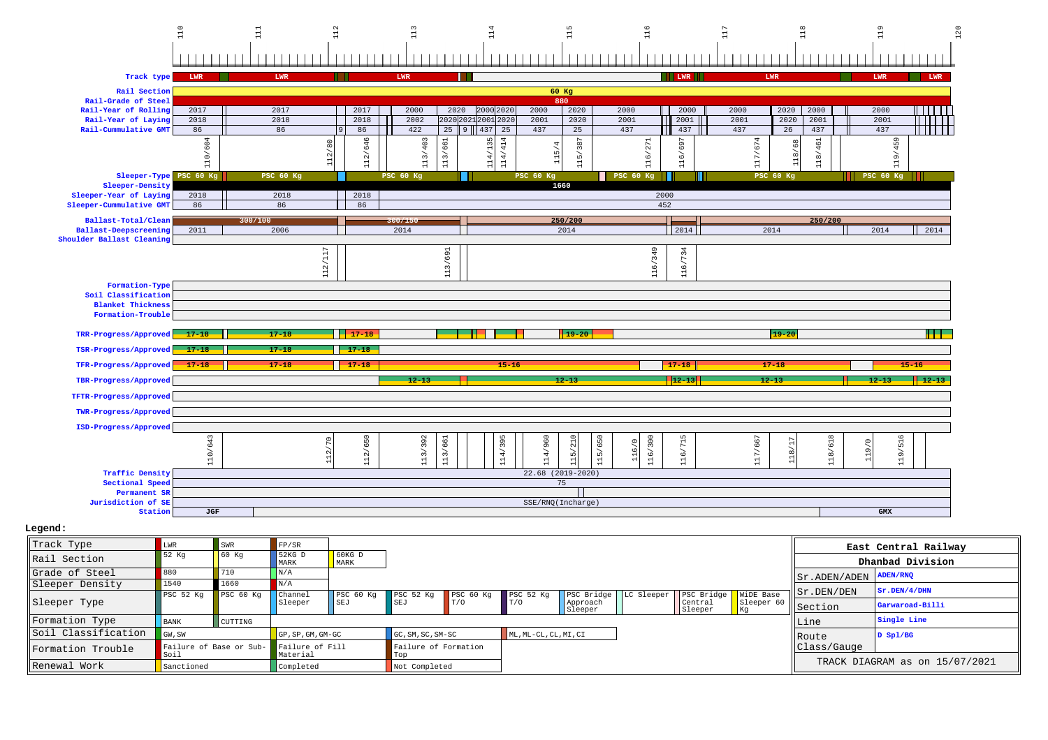Km: 110 | 111 | 112 | 113 | 114 | 115 | 116 | 117 | 118 | 119 | 120

| Parameter | Values |
|---|---|
| Track type | LWR, LWR, LWR, LWR, LWR, LWR |
| Rail Section | 60 Kg |
| Rail-Grade of Steel | 880 |
| Rail-Year of Rolling | 2017, 2017, 2017, 2000, 2020, 2000, 2020, 2000, 2020, 2000, 2000, 2000, 2020, 2000, 2000 |
| Rail-Year of Laying | 2018, 2018, 2018, 2002, 2020, 2021, 2001, 2020, 2001, 2020, 2001, 2001, 2001, 2020, 2001, 2001 |
| Rail-Cummulative GMT | 86, 86, 9, 86, 422, 25, 9, 437, 25, 437, 25, 437, 437, 437, 26, 437, 437 |
| Rail chainages | 110/604, 112/80, 112/646, 113/403, 113/661, 114/135, 114/414, 115/4, 115/387, 116/271, 116/697, 117/674, 118/68, 118/461, 119/459 |
| Sleeper-Type | PSC 60 Kg, PSC 60 Kg, PSC 60 Kg, PSC 60 Kg, PSC 60 Kg, PSC 60 Kg, PSC 60 Kg |
| Sleeper-Density | 1660 |
| Sleeper-Year of Laying | 2018, 2018, 2018, 2000 |
| Sleeper-Cummulative GMT | 86, 86, 86, 452 |
| Ballast-Total/Clean | 300/100, 300/150, 250/200, 250/200 |
| Ballast-Deepscreening | 2011, 2006, 2014, 2014, 2014, 2014, 2014, 2014 |
| Shoulder Ballast Cleaning | |
| Ballast chainages | 112/117, 113/691, 116/349, 116/734 |
| Formation-Type | |
| Soil Classification | |
| Blanket Thickness | |
| Formation-Trouble | |
| TRR-Progress/Approved | 17-18, 17-18, 17-18, 19-20, 19-20 |
| TSR-Progress/Approved | 17-18, 17-18, 17-18 |
| TFR-Progress/Approved | 17-18, 17-18, 17-18, 15-16, 17-18, 17-18, 15-16 |
| TBR-Progress/Approved | 12-13, 12-13, 12-13, 12-13, 12-13, 12-13 |
| TFTR-Progress/Approved | |
| TWR-Progress/Approved | |
| ISD-Progress/Approved | |
| Chainages | 110/643, 112/70, 112/650, 113/392, 113/661, 114/395, 114/960, 115/210, 115/650, 116/0, 116/300, 116/715, 117/667, 118/17, 118/618, 119/0, 119/516 |
| Traffic Density | 22.68 (2019-2020) |
| Sectional Speed | 75 |
| Permanent SR | |
| Jurisdiction of SE | SSE/RNQ(Incharge) |
| Station | JGF, GMX |

**Legend:**

| Item | | | | | | | | | | |
|---|---|---|---|---|---|---|---|---|---|---|
| Track Type | LWR | SWR | FP/SR | | | | | | | |
| Rail Section | 52 Kg | 60 Kg | 52KG D MARK | 60KG D MARK | | | | | | |
| Grade of Steel | 880 | 710 | N/A | | | | | | | |
| Sleeper Density | 1540 | 1660 | N/A | | | | | | | |
| Sleeper Type | PSC 52 Kg | PSC 60 Kg | Channel Sleeper | PSC 60 Kg SEJ | PSC 52 Kg SEJ | PSC 60 Kg T/O | PSC 52 Kg T/O | PSC Bridge Approach Sleeper | LC Sleeper | PSC Bridge Central Sleeper | WIDE Base Sleeper 60 Kg |
| Formation Type | BANK | CUTTING | | | | | | | | |
| Soil Classification | GW, SW | GP, SP, GM, GM-GC | GC, SM, SC, SM-SC | ML, ML-CL, CL, MI, CI | | | | | | |
| Formation Trouble | Failure of Base or Sub-Soil | Failure of Fill Material | Failure of Formation Top | | | | | | | |
| Renewal Work | Sanctioned | Completed | Not Completed | | | | | | | |

| East Central Railway | |
|---|---|
| Dhanbad Division | |
| Sr.ADEN/ADEN | ADEN/RNQ |
| Sr.DEN/DEN | Sr.DEN/4/DHN |
| Section | Garwaroad-Billi |
| Line | Single Line |
| Route Class/Gauge | D Spl/BG |
| TRACK DIAGRAM as on 15/07/2021 | |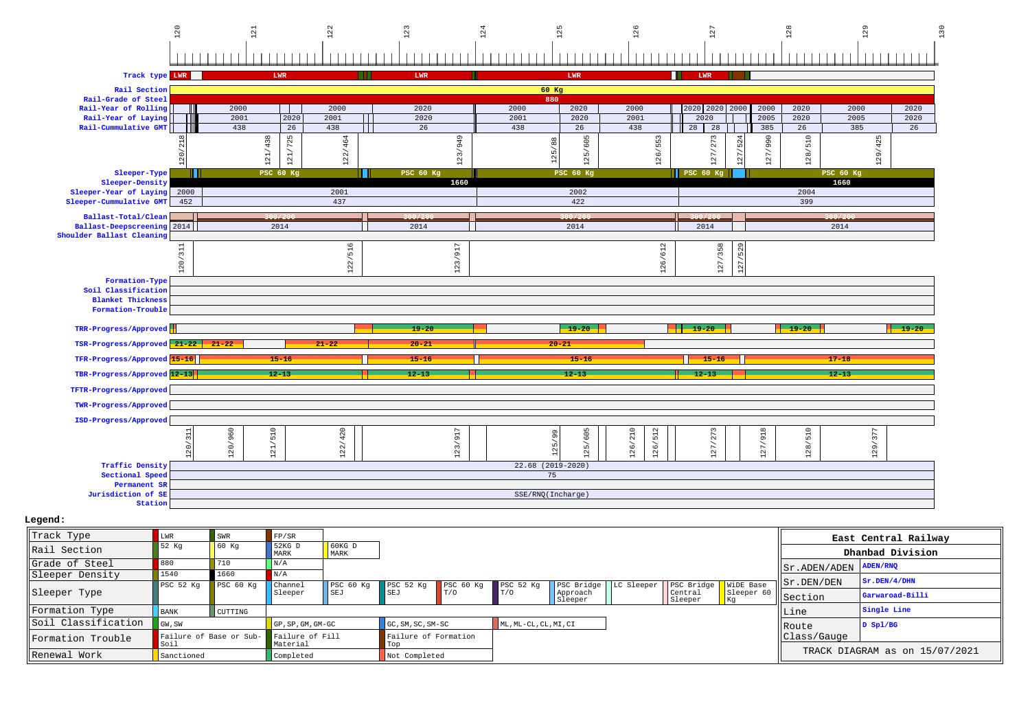120 121 122 123 124 125 126 127 128 129 130

| Field | Values |
|---|---|
| Track type | LWR, LWR, LWR, LWR, LWR |
| Rail Section | 60 Kg |
| Rail-Grade of Steel | 880 |
| Rail-Year of Rolling | 2000, 2000, 2020, 2000, 2020, 2000, 2020, 2020, 2000, 2000, 2020, 2000, 2020 |
| Rail-Year of Laying | 2001, 2020, 2001, 2020, 2001, 2020, 2001, 2020, 2005, 2020, 2005, 2020 |
| Rail-Cummulative GMT | 438, 26, 438, 26, 438, 26, 438, 28, 28, 385, 26, 385, 26 |
| | 120/218, 121/438, 121/725, 122/464, 123/949, 125/88, 125/605, 126/553, 127/273, 127/524, 127/990, 128/510, 129/425 |
| Sleeper-Type | PSC 60 Kg, PSC 60 Kg, PSC 60 Kg, PSC 60 Kg, PSC 60 Kg |
| Sleeper-Density | 1660, 1660 |
| Sleeper-Year of Laying | 2000, 2001, 2002, 2004 |
| Sleeper-Cummulative GMT | 452, 437, 422, 399 |
| Ballast-Total/Clean | 300/200, 300/200, 300/200, 300/200, 300/200 |
| Ballast-Deepscreening | 2014, 2014, 2014, 2014, 2014, 2014 |
| Shoulder Ballast Cleaning | |
| | 120/311, 122/516, 123/917, 126/612, 127/358, 127/529 |
| Formation-Type | |
| Soil Classification | |
| Blanket Thickness | |
| Formation-Trouble | |
| TRR-Progress/Approved | 19-20, 19-20, 19-20, 19-20, 19-20 |
| TSR-Progress/Approved | 21-22, 21-22, 21-22, 20-21, 20-21 |
| TFR-Progress/Approved | 15-16, 15-16, 15-16, 15-16, 15-16, 17-18 |
| TBR-Progress/Approved | 12-13, 12-13, 12-13, 12-13, 12-13, 12-13 |
| TFTR-Progress/Approved | |
| TWR-Progress/Approved | |
| ISD-Progress/Approved | |
| | 120/311, 120/960, 121/510, 122/420, 123/917, 125/99, 125/605, 126/210, 126/512, 127/273, 127/918, 128/510, 129/377 |
| Traffic Density | 22.68 (2019-2020) |
| Sectional Speed | 75 |
| Permanent SR | |
| Jurisdiction of SE | SSE/RNQ(Incharge) |
| Station | |

**Legend:**

| | | | | | | | | | | | | |
|---|---|---|---|---|---|---|---|---|---|---|---|---|
| Track Type | LWR | SWR | FP/SR | | | | | | | | | |
| Rail Section | 52 Kg | 60 Kg | 52KG D MARK | 60KG D MARK | | | | | | | | |
| Grade of Steel | 880 | 710 | N/A | | | | | | | | | |
| Sleeper Density | 1540 | 1660 | N/A | | | | | | | | | |
| Sleeper Type | PSC 52 Kg | PSC 60 Kg | Channel Sleeper | PSC 60 Kg SEJ | PSC 52 Kg SEJ | PSC 60 Kg T/O | PSC 52 Kg T/O | PSC Bridge Approach Sleeper | LC Sleeper | PSC Bridge Central Sleeper | WiDE Base Sleeper 60 Kg | |
| Formation Type | BANK | CUTTING | | | | | | | | | | |
| Soil Classification | GW, SW | GP, SP, GM, GM-GC | GC, SM, SC, SM-SC | ML, ML-CL, CL, MI, CI | | | | | | | | |
| Formation Trouble | Failure of Base or Sub-Soil | Failure of Fill Material | Failure of Formation Top | | | | | | | | | |
| Renewal Work | Sanctioned | Completed | Not Completed | | | | | | | | | |

| East Central Railway | |
|---|---|
| Dhanbad Division | |
| Sr.ADEN/ADEN | ADEN/RNQ |
| Sr.DEN/DEN | Sr.DEN/4/DHN |
| Section | Garwaroad-Billi |
| Line | Single Line |
| Route Class/Gauge | D Spl/BG |
| TRACK DIAGRAM as on 15/07/2021 | |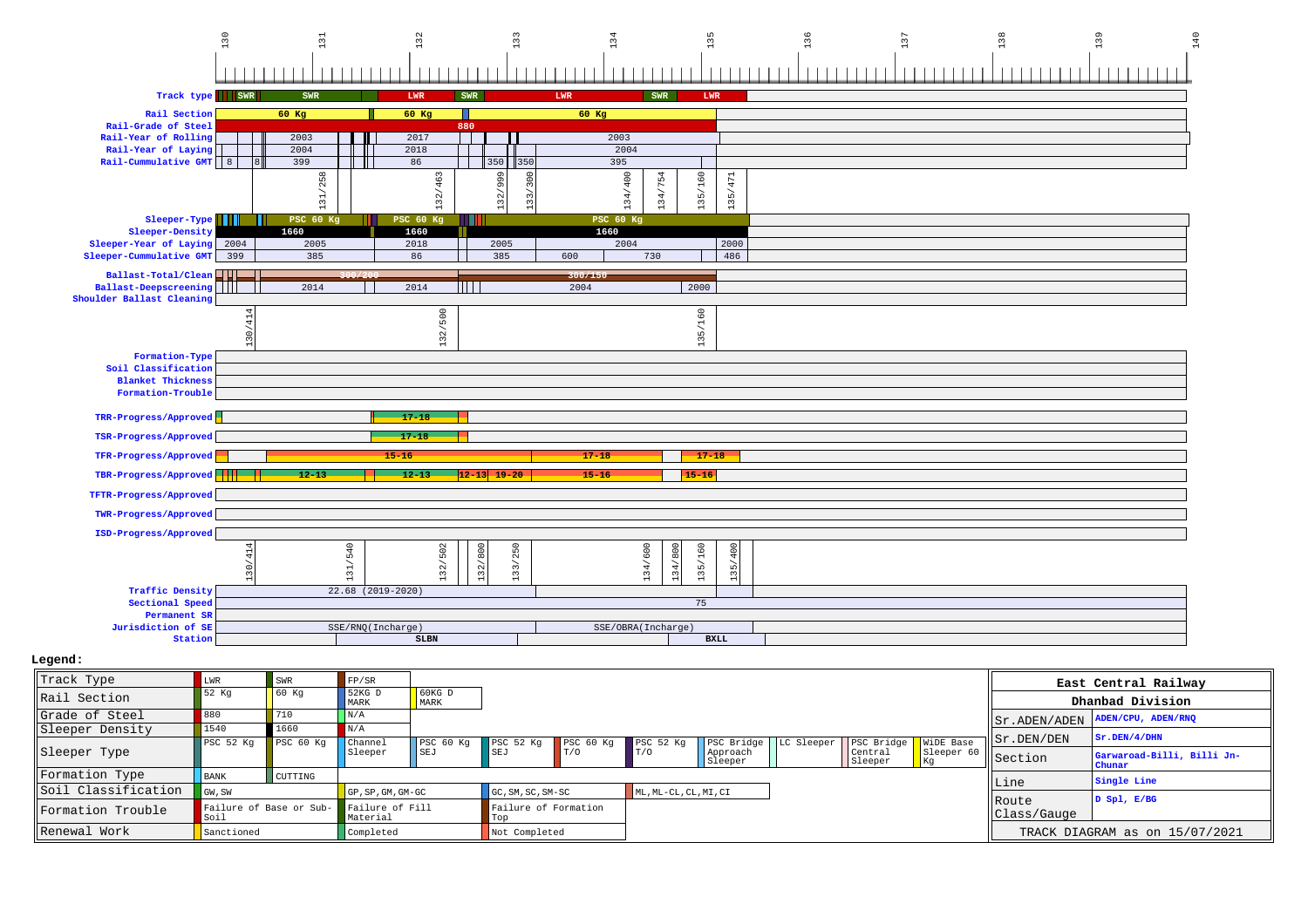130 131 132 133 134 135 136 137 138 139 140

Track type: SWR | SWR | LWR | SWR | LWR | SWR | LWR

Rail Section: 60 Kg | 60 Kg | 60 Kg

Rail-Grade of Steel: 880

Rail-Year of Rolling: 2003 | 2017 | 2003

Rail-Year of Laying: 2004 | 2018 | 2004

Rail-Cummulative GMT: 8 | 8 | 399 | 86 | 350 | 350 | 395

131/258 132/463 132/999 133/300 134/400 134/754 135/160 135/471

Sleeper-Type: PSC 60 Kg | PSC 60 Kg | PSC 60 Kg

Sleeper-Density: 1660 | 1660 | 1660

Sleeper-Year of Laying: 2004 | 2005 | 2018 | 2005 | 2004 | 2000

Sleeper-Cummulative GMT: 399 | 385 | 86 | 385 | 600 | 730 | 486

Ballast-Total/Clean: 300/200 | 300/150

Ballast-Deepscreening: 2014 | 2014 | 2004 | 2000

Shoulder Ballast Cleaning

130/414 132/500 135/160

Formation-Type

Soil Classification

Blanket Thickness

Formation-Trouble

TRR-Progress/Approved: 17-18

TSR-Progress/Approved: 17-18

TFR-Progress/Approved: 15-16 | 17-18 | 17-18

TBR-Progress/Approved: 12-13 | 12-13 | 12-13 | 19-20 | 15-16 | 15-16

TFTR-Progress/Approved

TWR-Progress/Approved

ISD-Progress/Approved

130/414 131/540 132/502 132/800 133/250 134/600 134/800 135/160 135/400

Traffic Density: 22.68 (2019-2020)

Sectional Speed: 75

Permanent SR

Jurisdiction of SE: SSE/RNQ(Incharge) | SSE/OBRA(Incharge)

Station: SLBN | BXLL

**Legend:**

| | | | | | | | | | | |
|---|---|---|---|---|---|---|---|---|---|---|
| Track Type | LWR | SWR | FP/SR | | | | | | | |
| Rail Section | 52 Kg | 60 Kg | 52KG D MARK | 60KG D MARK | | | | | | |
| Grade of Steel | 880 | 710 | N/A | | | | | | | |
| Sleeper Density | 1540 | 1660 | N/A | | | | | | | |
| Sleeper Type | PSC 52 Kg | PSC 60 Kg | Channel Sleeper | PSC 60 Kg SEJ | PSC 52 Kg SEJ | PSC 60 Kg T/O | PSC 52 Kg T/O | PSC Bridge Approach Sleeper | LC Sleeper | PSC Bridge Central Sleeper | WiDE Base Sleeper 60 Kg |
| Formation Type | BANK | CUTTING | | | | | | | | |
| Soil Classification | GW,SW | | GP,SP,GM,GM-GC | | GC,SM,SC,SM-SC | | ML,ML-CL,CL,MI,CI | | | |
| Formation Trouble | Failure of Base or Sub-Soil | | Failure of Fill Material | | Failure of Formation Top | | | | | |
| Renewal Work | Sanctioned | | Completed | | Not Completed | | | | | |

| East Central Railway | |
|---|---|
| Dhanbad Division | |
| Sr.ADEN/ADEN | ADEN/CPU, ADEN/RNQ |
| Sr.DEN/DEN | Sr.DEN/4/DHN |
| Section | Garwaroad-Billi, Billi Jn-Chunar |
| Line | Single Line |
| Route Class/Gauge | D Spl, E/BG |
| TRACK DIAGRAM as on 15/07/2021 | |